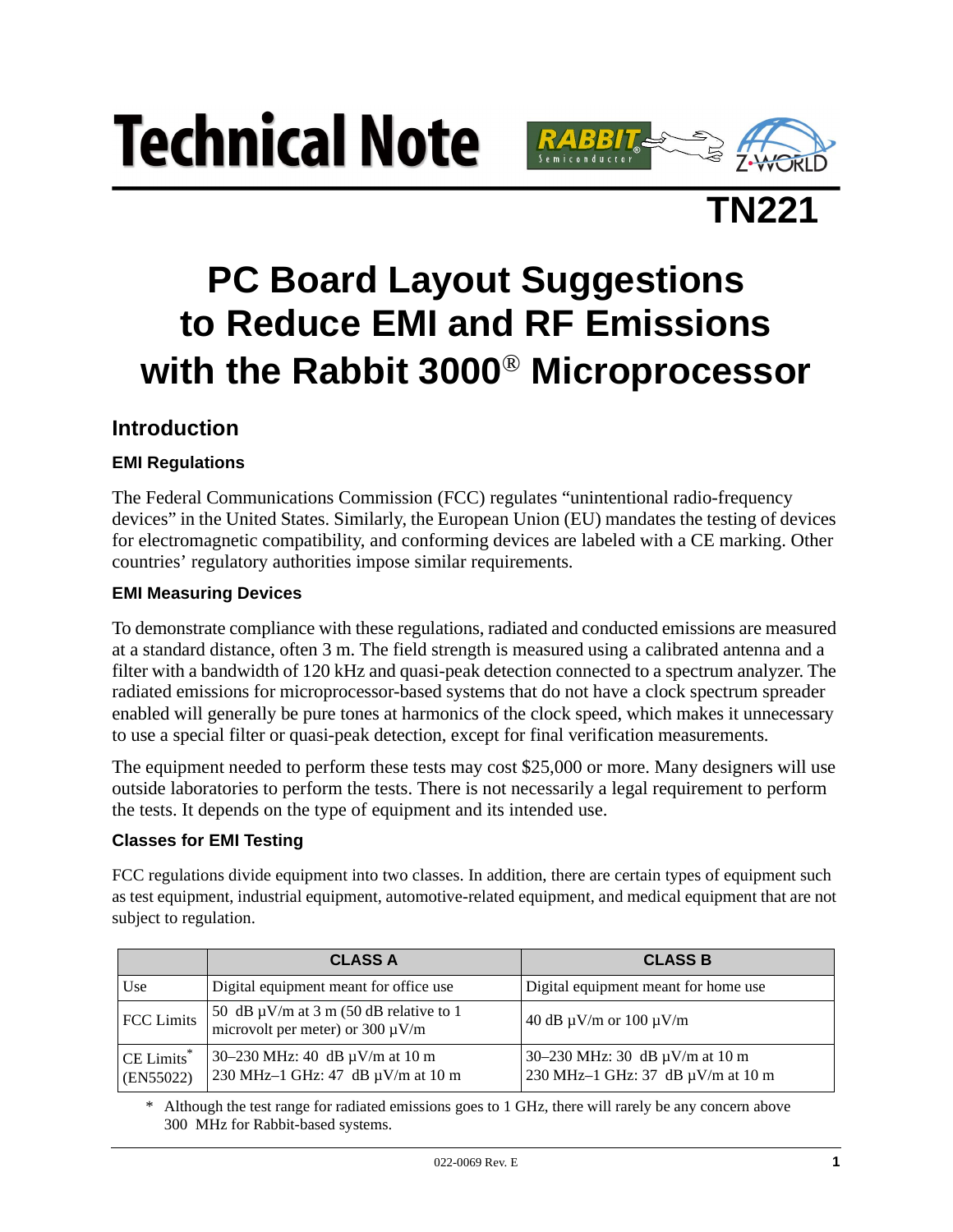# Technical Note

## TN221

# PC Board Layout Suggestions to Reduce EMI and RF Emissions with the Rabbit 3000® Microprocessor

## Introduction

### EMI Regulations

The Federal Communications Commission (FCC) regulates "unintentional radio-frequency devices" in the United States. Similarly, the European Union (EU) mandates the testing of devices for electromagnetic compatibility, and conforming devices are labeled with a CE marking. Other countries' regulatory authorities impose similar requirements.

### EMI Measuring Devices

To demonstrate compliance with these regulations, radiated and conducted emissions are measured at a standard distance, often 3 m. The field strength is measured using a calibrated antenna and a filter with a bandwidth of 120 kHz and quasi-peak detection connected to a spectrum analyzer. The radiated emissions for microprocessor-based systems that do not have a clock spectrum spreader enabled will generally be pure tones at harmonics of the clock speed, which makes it unnecessary to use a special filter or quasi-peak detection, except for final verification measurements.

The equipment needed to perform these tests may cost $25,000 or more. Many designers will use outside laboratories to perform the tests. There is not necessarily a legal requirement to perform the tests. It depends on the type of equipment and its intended use.

### Classes for EMI Testing

FCC regulations divide equipment into two classes. In addition, there are certain types of equipment such as test equipment, industrial equipment, automotive-related equipment, and medical equipment that are not subject to regulation.

| | CLASS A | CLASS B |
|---|---|---|
| Use | Digital equipment meant for office use | Digital equipment meant for home use |
| FCC Limits | 50 dB µV/m at 3 m (50 dB relative to 1 microvolt per meter) or 300 µV/m | 40 dB µV/m or 100 µV/m |
| CE Limits* (EN55022) | 30–230 MHz: 40 dB µV/m at 10 m<br>230 MHz–1 GHz: 47 dB µV/m at 10 m | 30–230 MHz: 30 dB µV/m at 10 m<br>230 MHz–1 GHz: 37 dB µV/m at 10 m |

\* Although the test range for radiated emissions goes to 1 GHz, there will rarely be any concern above 300 MHz for Rabbit-based systems.

022-0069 Rev. E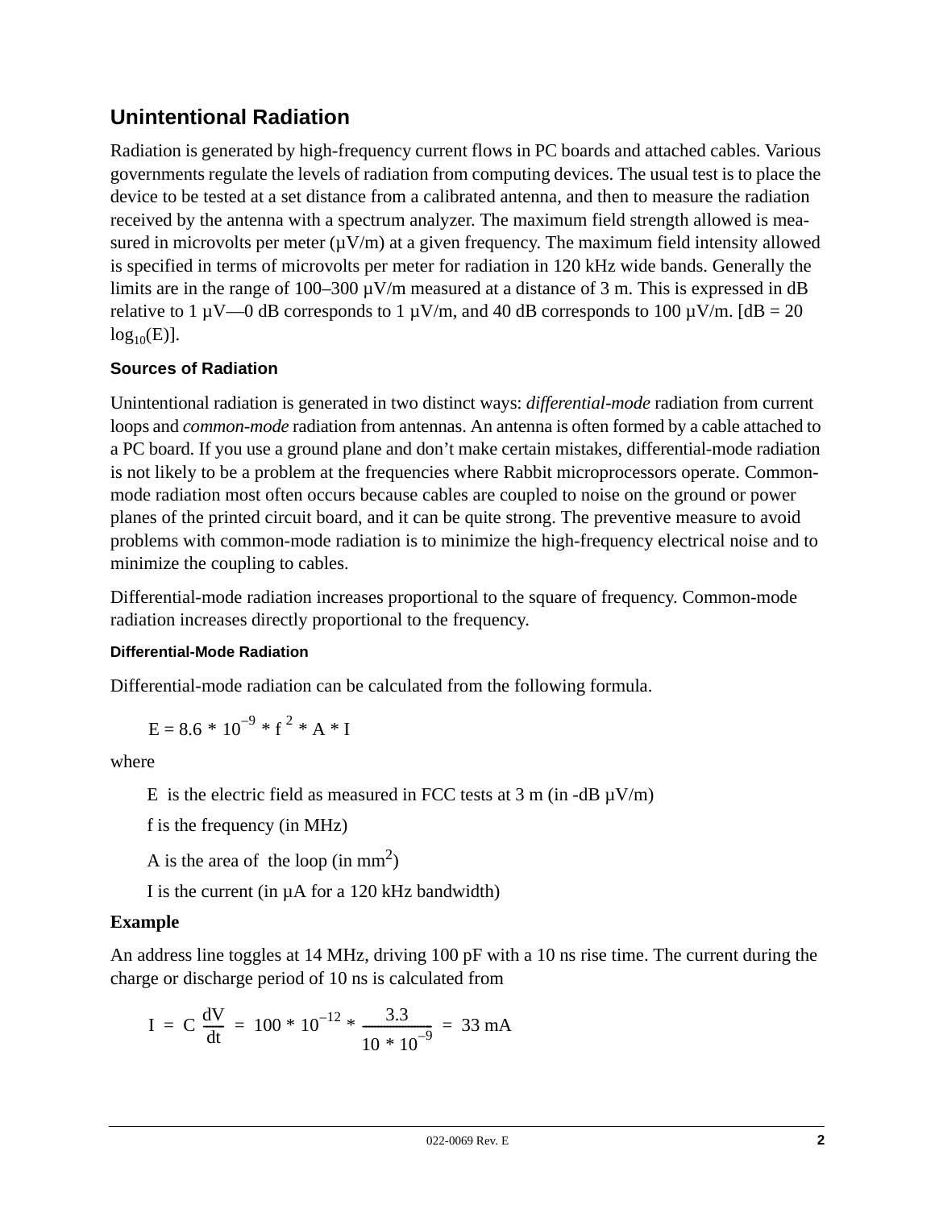## Unintentional Radiation

Radiation is generated by high-frequency current flows in PC boards and attached cables. Various governments regulate the levels of radiation from computing devices. The usual test is to place the device to be tested at a set distance from a calibrated antenna, and then to measure the radiation received by the antenna with a spectrum analyzer. The maximum field strength allowed is measured in microvolts per meter (µV/m) at a given frequency. The maximum field intensity allowed is specified in terms of microvolts per meter for radiation in 120 kHz wide bands. Generally the limits are in the range of 100–300 µV/m measured at a distance of 3 m. This is expressed in dB relative to 1 µV—0 dB corresponds to 1 µV/m, and 40 dB corresponds to 100 µV/m. [dB = 20 $\log_{10}(E)$].

### Sources of Radiation

Unintentional radiation is generated in two distinct ways: *differential-mode* radiation from current loops and *common-mode* radiation from antennas. An antenna is often formed by a cable attached to a PC board. If you use a ground plane and don't make certain mistakes, differential-mode radiation is not likely to be a problem at the frequencies where Rabbit microprocessors operate. Common-mode radiation most often occurs because cables are coupled to noise on the ground or power planes of the printed circuit board, and it can be quite strong. The preventive measure to avoid problems with common-mode radiation is to minimize the high-frequency electrical noise and to minimize the coupling to cables.

Differential-mode radiation increases proportional to the square of frequency. Common-mode radiation increases directly proportional to the frequency.

#### Differential-Mode Radiation

Differential-mode radiation can be calculated from the following formula.

$$E = 8.6 * 10^{-9} * f^{2} * A * I$$

where

E is the electric field as measured in FCC tests at 3 m (in -dB µV/m)

f is the frequency (in MHz)

A is the area of the loop (in $mm^2$)

I is the current (in µA for a 120 kHz bandwidth)

**Example**

An address line toggles at 14 MHz, driving 100 pF with a 10 ns rise time. The current during the charge or discharge period of 10 ns is calculated from

$$I = C\frac{dV}{dt} = 100 * 10^{-12} * \frac{3.3}{10 * 10^{-9}} = 33\text{ mA}$$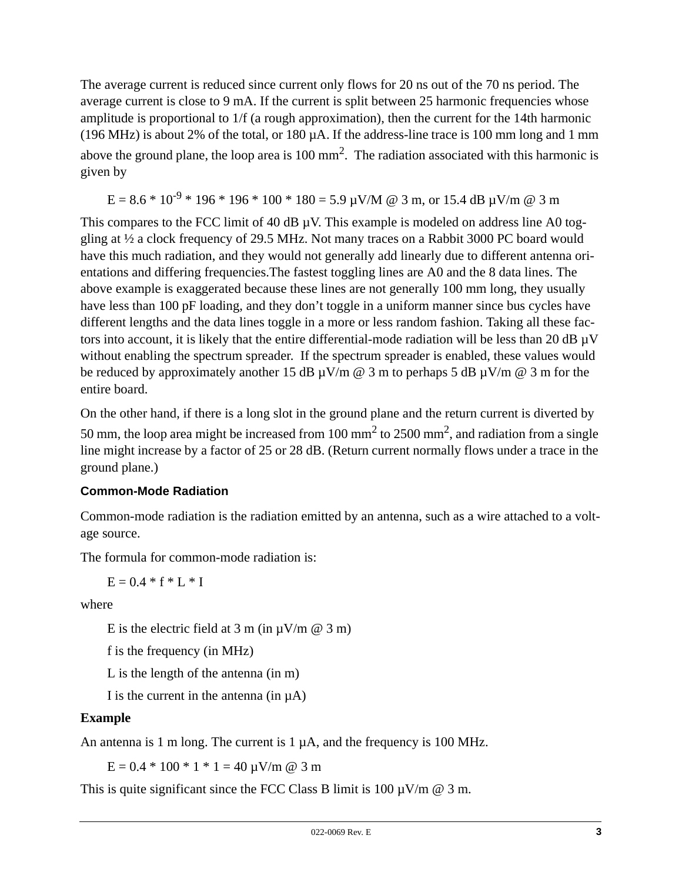The average current is reduced since current only flows for 20 ns out of the 70 ns period. The average current is close to 9 mA. If the current is split between 25 harmonic frequencies whose amplitude is proportional to 1/f (a rough approximation), then the current for the 14th harmonic (196 MHz) is about 2% of the total, or 180 µA. If the address-line trace is 100 mm long and 1 mm above the ground plane, the loop area is 100 $mm^2$. The radiation associated with this harmonic is given by

$$E = 8.6 * 10^{-9} * 196 * 196 * 100 * 180 = 5.9\ \mu V/M\ @\ 3\ m, \text{ or } 15.4\ dB\ \mu V/m\ @\ 3\ m$$

This compares to the FCC limit of 40 dB µV. This example is modeled on address line A0 toggling at ½ a clock frequency of 29.5 MHz. Not many traces on a Rabbit 3000 PC board would have this much radiation, and they would not generally add linearly due to different antenna orientations and differing frequencies.The fastest toggling lines are A0 and the 8 data lines. The above example is exaggerated because these lines are not generally 100 mm long, they usually have less than 100 pF loading, and they don't toggle in a uniform manner since bus cycles have different lengths and the data lines toggle in a more or less random fashion. Taking all these factors into account, it is likely that the entire differential-mode radiation will be less than 20 dB µV without enabling the spectrum spreader. If the spectrum spreader is enabled, these values would be reduced by approximately another 15 dB µV/m @ 3 m to perhaps 5 dB µV/m @ 3 m for the entire board.

On the other hand, if there is a long slot in the ground plane and the return current is diverted by 50 mm, the loop area might be increased from 100 $mm^2$ to 2500 $mm^2$, and radiation from a single line might increase by a factor of 25 or 28 dB. (Return current normally flows under a trace in the ground plane.)

#### Common-Mode Radiation

Common-mode radiation is the radiation emitted by an antenna, such as a wire attached to a voltage source.

The formula for common-mode radiation is:

$$E = 0.4 * f * L * I$$

where

E is the electric field at 3 m (in µV/m @ 3 m)

f is the frequency (in MHz)

L is the length of the antenna (in m)

I is the current in the antenna (in µA)

**Example**

An antenna is 1 m long. The current is 1 µA, and the frequency is 100 MHz.

$$E = 0.4 * 100 * 1 * 1 = 40\ \mu V/m\ @\ 3\ m$$

This is quite significant since the FCC Class B limit is 100 µV/m @ 3 m.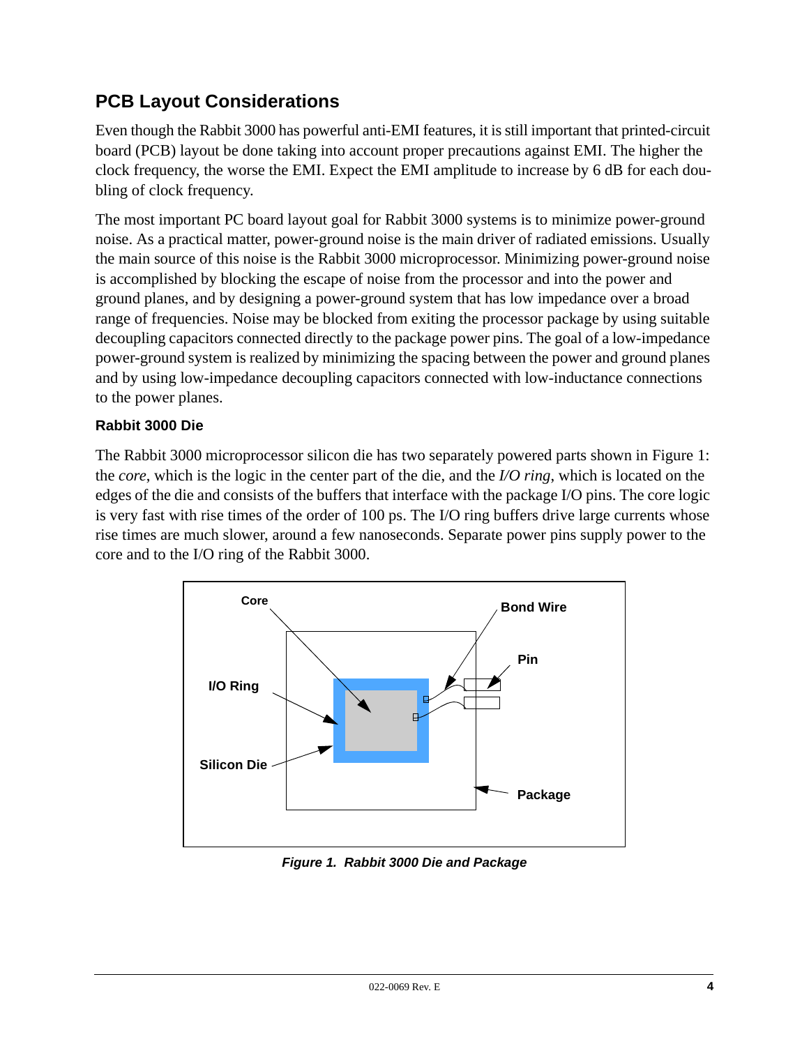## PCB Layout Considerations

Even though the Rabbit 3000 has powerful anti-EMI features, it is still important that printed-circuit board (PCB) layout be done taking into account proper precautions against EMI. The higher the clock frequency, the worse the EMI. Expect the EMI amplitude to increase by 6 dB for each doubling of clock frequency.

The most important PC board layout goal for Rabbit 3000 systems is to minimize power-ground noise. As a practical matter, power-ground noise is the main driver of radiated emissions. Usually the main source of this noise is the Rabbit 3000 microprocessor. Minimizing power-ground noise is accomplished by blocking the escape of noise from the processor and into the power and ground planes, and by designing a power-ground system that has low impedance over a broad range of frequencies. Noise may be blocked from exiting the processor package by using suitable decoupling capacitors connected directly to the package power pins. The goal of a low-impedance power-ground system is realized by minimizing the spacing between the power and ground planes and by using low-impedance decoupling capacitors connected with low-inductance connections to the power planes.

### Rabbit 3000 Die

The Rabbit 3000 microprocessor silicon die has two separately powered parts shown in Figure 1: the *core*, which is the logic in the center part of the die, and the *I/O ring*, which is located on the edges of the die and consists of the buffers that interface with the package I/O pins. The core logic is very fast with rise times of the order of 100 ps. The I/O ring buffers drive large currents whose rise times are much slower, around a few nanoseconds. Separate power pins supply power to the core and to the I/O ring of the Rabbit 3000.

***Figure 1. Rabbit 3000 Die and Package***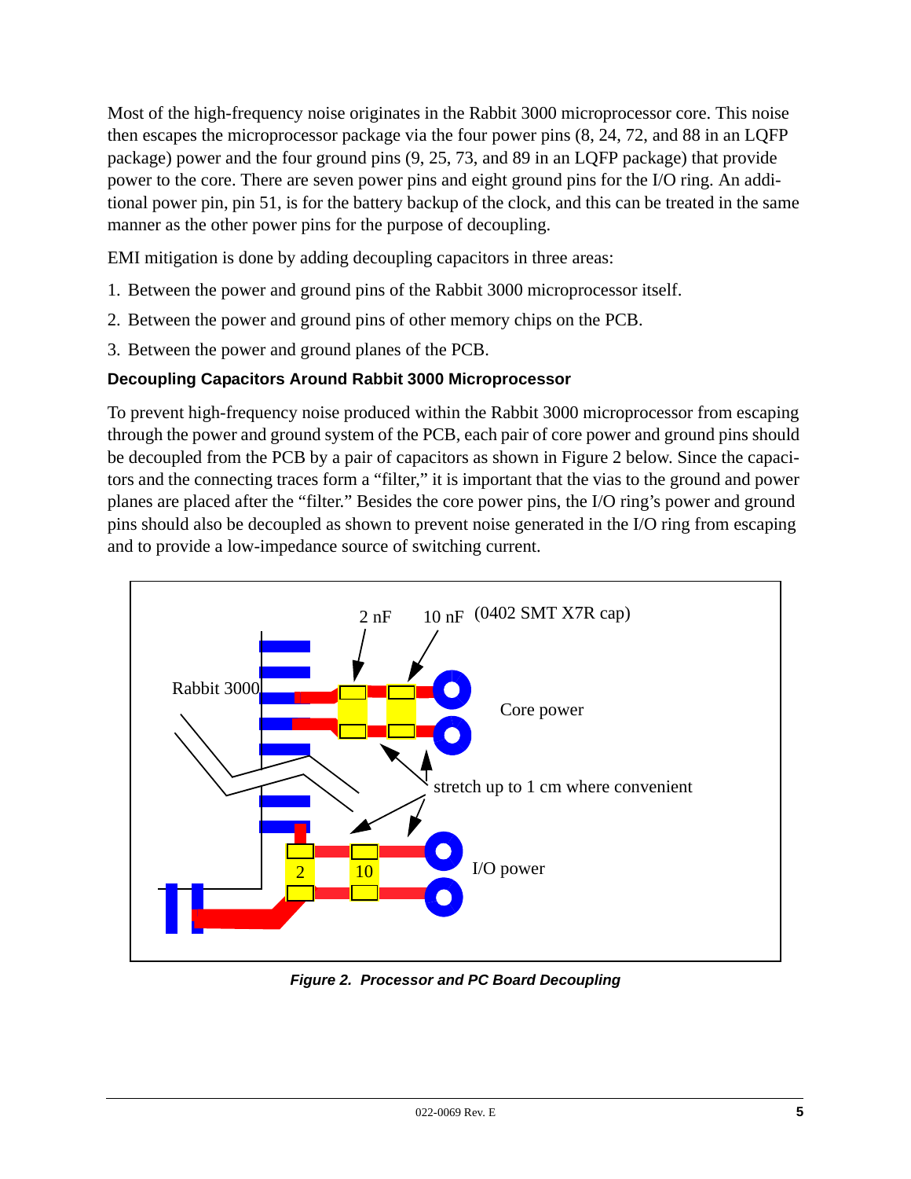Most of the high-frequency noise originates in the Rabbit 3000 microprocessor core. This noise then escapes the microprocessor package via the four power pins (8, 24, 72, and 88 in an LQFP package) power and the four ground pins (9, 25, 73, and 89 in an LQFP package) that provide power to the core. There are seven power pins and eight ground pins for the I/O ring. An additional power pin, pin 51, is for the battery backup of the clock, and this can be treated in the same manner as the other power pins for the purpose of decoupling.

EMI mitigation is done by adding decoupling capacitors in three areas:

1. Between the power and ground pins of the Rabbit 3000 microprocessor itself.
2. Between the power and ground pins of other memory chips on the PCB.
3. Between the power and ground planes of the PCB.

### Decoupling Capacitors Around Rabbit 3000 Microprocessor

To prevent high-frequency noise produced within the Rabbit 3000 microprocessor from escaping through the power and ground system of the PCB, each pair of core power and ground pins should be decoupled from the PCB by a pair of capacitors as shown in Figure 2 below. Since the capacitors and the connecting traces form a "filter," it is important that the vias to the ground and power planes are placed after the "filter." Besides the core power pins, the I/O ring's power and ground pins should also be decoupled as shown to prevent noise generated in the I/O ring from escaping and to provide a low-impedance source of switching current.

*Figure 2. Processor and PC Board Decoupling*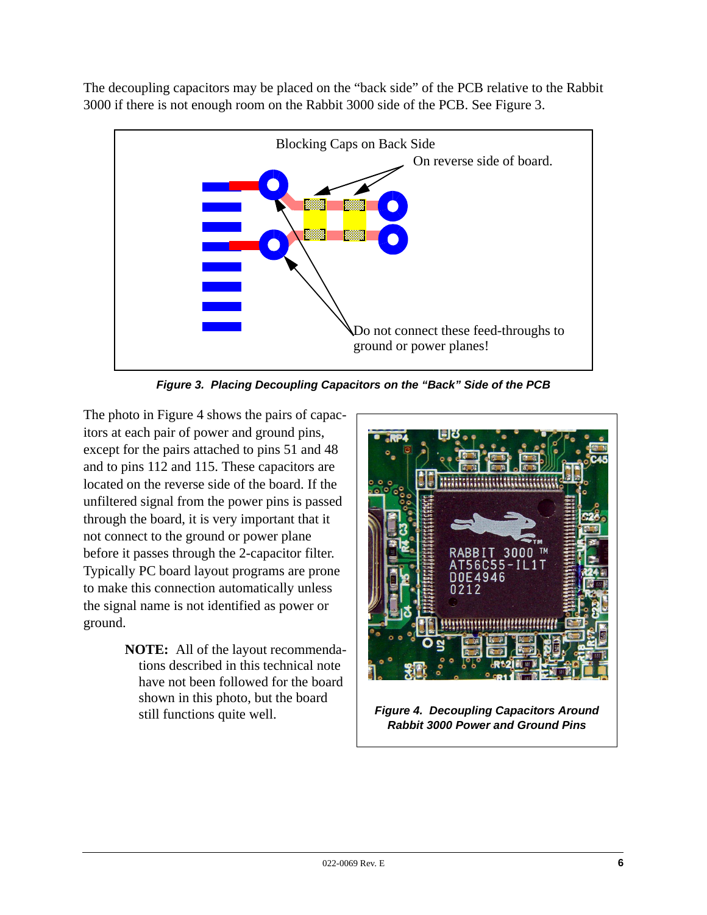The decoupling capacitors may be placed on the "back side" of the PCB relative to the Rabbit 3000 if there is not enough room on the Rabbit 3000 side of the PCB. See Figure 3.

Blocking Caps on Back Side

On reverse side of board.

Do not connect these feed-throughs to ground or power planes!

*Figure 3. Placing Decoupling Capacitors on the "Back" Side of the PCB*

The photo in Figure 4 shows the pairs of capacitors at each pair of power and ground pins, except for the pairs attached to pins 51 and 48 and to pins 112 and 115. These capacitors are located on the reverse side of the board. If the unfiltered signal from the power pins is passed through the board, it is very important that it not connect to the ground or power plane before it passes through the 2-capacitor filter. Typically PC board layout programs are prone to make this connection automatically unless the signal name is not identified as power or ground.

> **NOTE:** All of the layout recommendations described in this technical note have not been followed for the board shown in this photo, but the board still functions quite well.

*Figure 4. Decoupling Capacitors Around Rabbit 3000 Power and Ground Pins*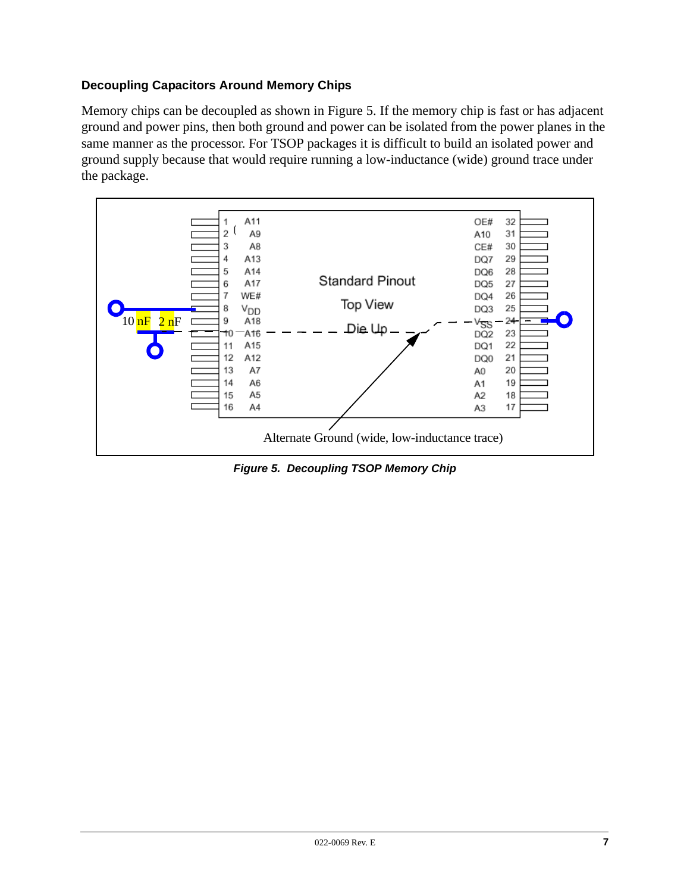### Decoupling Capacitors Around Memory Chips

Memory chips can be decoupled as shown in Figure 5. If the memory chip is fast or has adjacent ground and power pins, then both ground and power can be isolated from the power planes in the same manner as the processor. For TSOP packages it is difficult to build an isolated power and ground supply because that would require running a low-inductance (wide) ground trace under the package.

*Figure 5. Decoupling TSOP Memory Chip*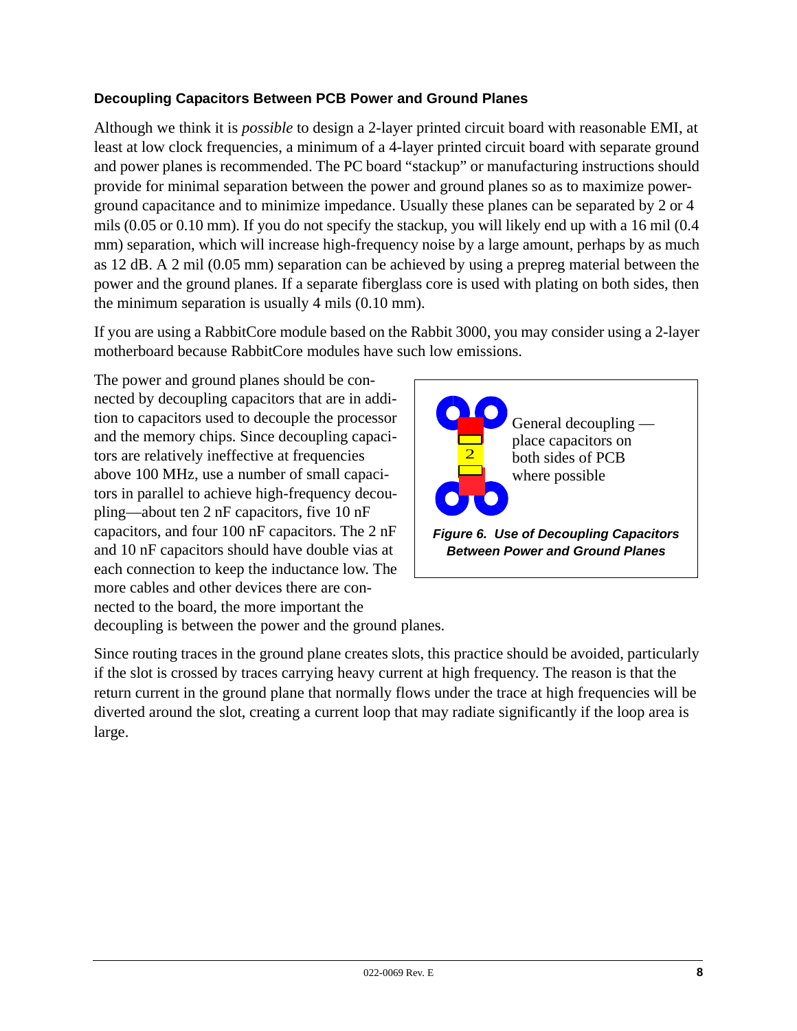### Decoupling Capacitors Between PCB Power and Ground Planes

Although we think it is *possible* to design a 2-layer printed circuit board with reasonable EMI, at least at low clock frequencies, a minimum of a 4-layer printed circuit board with separate ground and power planes is recommended. The PC board "stackup" or manufacturing instructions should provide for minimal separation between the power and ground planes so as to maximize power-ground capacitance and to minimize impedance. Usually these planes can be separated by 2 or 4 mils (0.05 or 0.10 mm). If you do not specify the stackup, you will likely end up with a 16 mil (0.4 mm) separation, which will increase high-frequency noise by a large amount, perhaps by as much as 12 dB. A 2 mil (0.05 mm) separation can be achieved by using a prepreg material between the power and the ground planes. If a separate fiberglass core is used with plating on both sides, then the minimum separation is usually 4 mils (0.10 mm).

If you are using a RabbitCore module based on the Rabbit 3000, you may consider using a 2-layer motherboard because RabbitCore modules have such low emissions.

The power and ground planes should be connected by decoupling capacitors that are in addition to capacitors used to decouple the processor and the memory chips. Since decoupling capacitors are relatively ineffective at frequencies above 100 MHz, use a number of small capacitors in parallel to achieve high-frequency decoupling—about ten 2 nF capacitors, five 10 nF capacitors, and four 100 nF capacitors. The 2 nF and 10 nF capacitors should have double vias at each connection to keep the inductance low. The more cables and other devices there are connected to the board, the more important the decoupling is between the power and the ground planes.

General decoupling — place capacitors on both sides of PCB where possible

***Figure 6. Use of Decoupling Capacitors Between Power and Ground Planes***

Since routing traces in the ground plane creates slots, this practice should be avoided, particularly if the slot is crossed by traces carrying heavy current at high frequency. The reason is that the return current in the ground plane that normally flows under the trace at high frequencies will be diverted around the slot, creating a current loop that may radiate significantly if the loop area is large.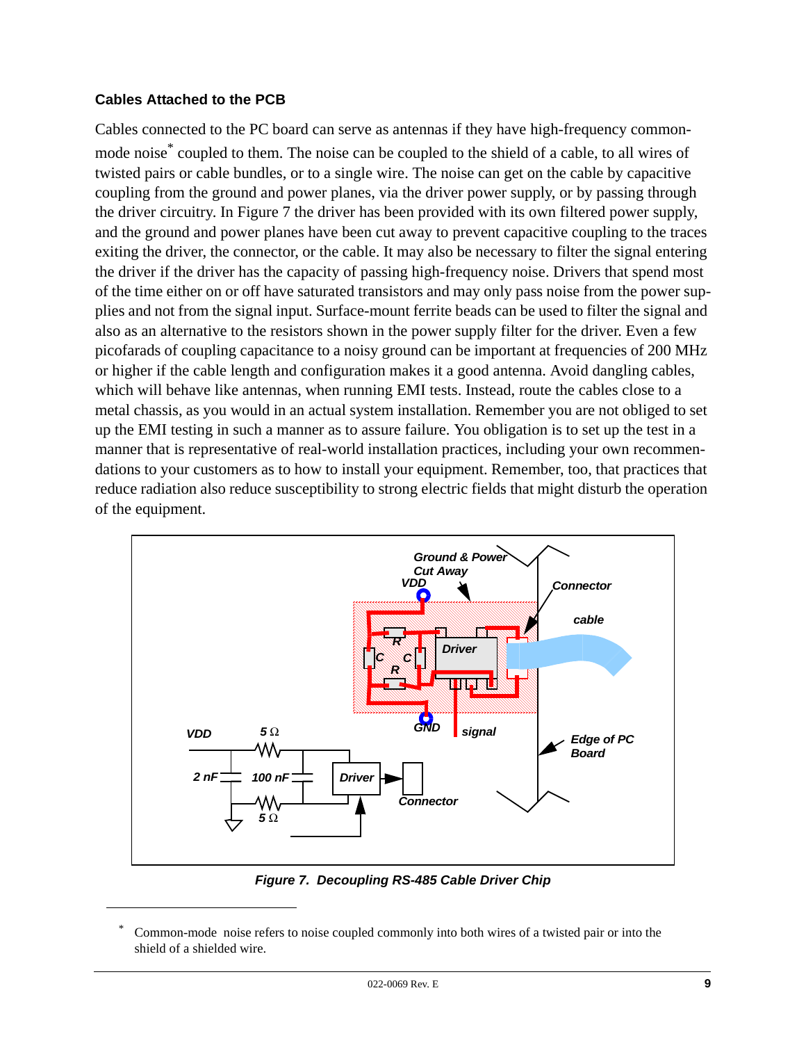### Cables Attached to the PCB

Cables connected to the PC board can serve as antennas if they have high-frequency common-mode noise* coupled to them. The noise can be coupled to the shield of a cable, to all wires of twisted pairs or cable bundles, or to a single wire. The noise can get on the cable by capacitive coupling from the ground and power planes, via the driver power supply, or by passing through the driver circuitry. In Figure 7 the driver has been provided with its own filtered power supply, and the ground and power planes have been cut away to prevent capacitive coupling to the traces exiting the driver, the connector, or the cable. It may also be necessary to filter the signal entering the driver if the driver has the capacity of passing high-frequency noise. Drivers that spend most of the time either on or off have saturated transistors and may only pass noise from the power supplies and not from the signal input. Surface-mount ferrite beads can be used to filter the signal and also as an alternative to the resistors shown in the power supply filter for the driver. Even a few picofarads of coupling capacitance to a noisy ground can be important at frequencies of 200 MHz or higher if the cable length and configuration makes it a good antenna. Avoid dangling cables, which will behave like antennas, when running EMI tests. Instead, route the cables close to a metal chassis, as you would in an actual system installation. Remember you are not obliged to set up the EMI testing in such a manner as to assure failure. You obligation is to set up the test in a manner that is representative of real-world installation practices, including your own recommendations to your customers as to how to install your equipment. Remember, too, that practices that reduce radiation also reduce susceptibility to strong electric fields that might disturb the operation of the equipment.

***Figure 7. Decoupling RS-485 Cable Driver Chip***

---

\* Common-mode noise refers to noise coupled commonly into both wires of a twisted pair or into the shield of a shielded wire.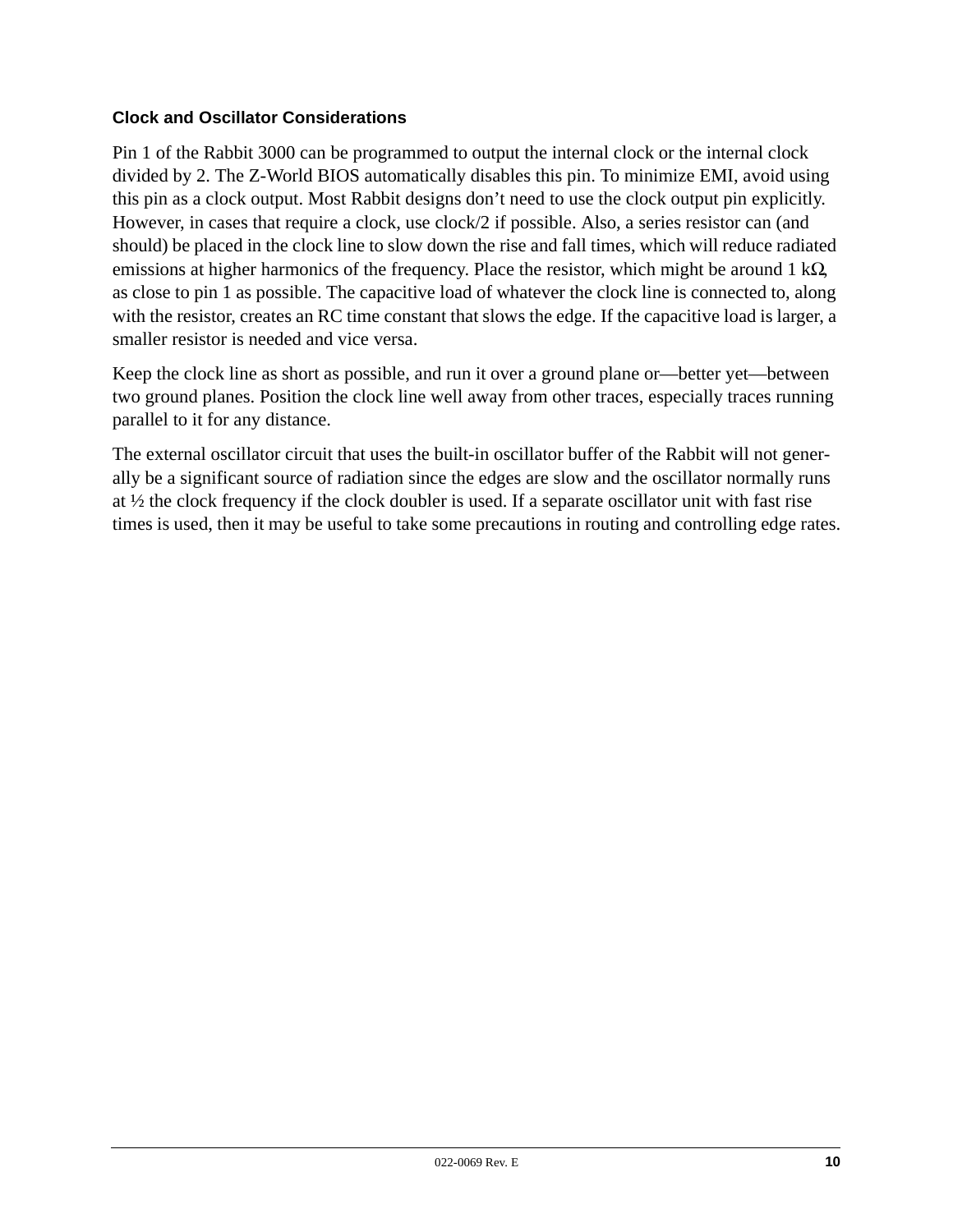### Clock and Oscillator Considerations

Pin 1 of the Rabbit 3000 can be programmed to output the internal clock or the internal clock divided by 2. The Z-World BIOS automatically disables this pin. To minimize EMI, avoid using this pin as a clock output. Most Rabbit designs don't need to use the clock output pin explicitly. However, in cases that require a clock, use clock/2 if possible. Also, a series resistor can (and should) be placed in the clock line to slow down the rise and fall times, which will reduce radiated emissions at higher harmonics of the frequency. Place the resistor, which might be around 1 kΩ, as close to pin 1 as possible. The capacitive load of whatever the clock line is connected to, along with the resistor, creates an RC time constant that slows the edge. If the capacitive load is larger, a smaller resistor is needed and vice versa.

Keep the clock line as short as possible, and run it over a ground plane or—better yet—between two ground planes. Position the clock line well away from other traces, especially traces running parallel to it for any distance.

The external oscillator circuit that uses the built-in oscillator buffer of the Rabbit will not generally be a significant source of radiation since the edges are slow and the oscillator normally runs at ½ the clock frequency if the clock doubler is used. If a separate oscillator unit with fast rise times is used, then it may be useful to take some precautions in routing and controlling edge rates.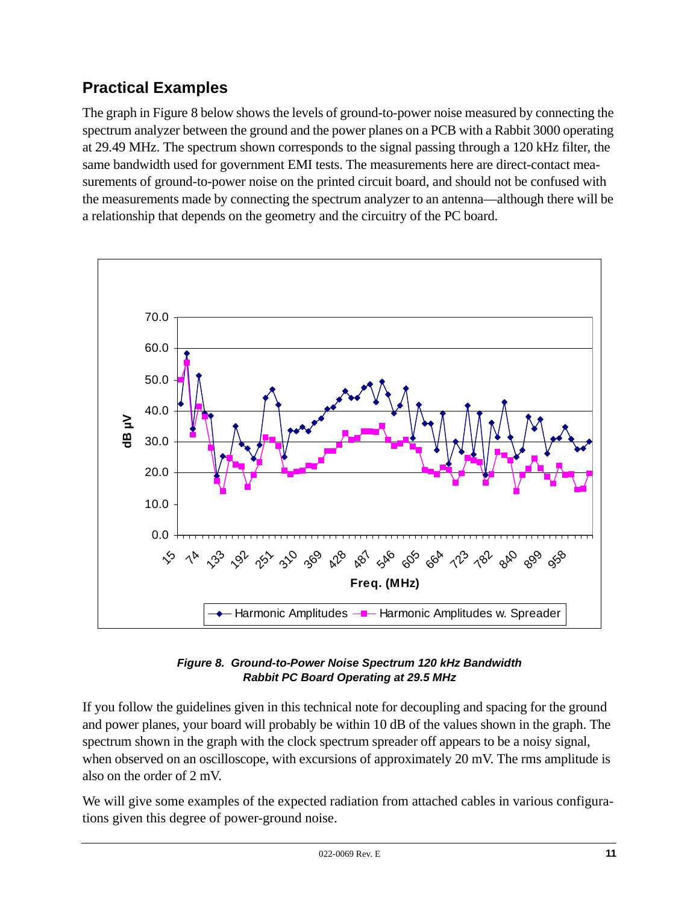## Practical Examples

The graph in Figure 8 below shows the levels of ground-to-power noise measured by connecting the spectrum analyzer between the ground and the power planes on a PCB with a Rabbit 3000 operating at 29.49 MHz. The spectrum shown corresponds to the signal passing through a 120 kHz filter, the same bandwidth used for government EMI tests. The measurements here are direct-contact measurements of ground-to-power noise on the printed circuit board, and should not be confused with the measurements made by connecting the spectrum analyzer to an antenna—although there will be a relationship that depends on the geometry and the circuitry of the PC board.

***Figure 8. Ground-to-Power Noise Spectrum 120 kHz Bandwidth Rabbit PC Board Operating at 29.5 MHz***

If you follow the guidelines given in this technical note for decoupling and spacing for the ground and power planes, your board will probably be within 10 dB of the values shown in the graph. The spectrum shown in the graph with the clock spectrum spreader off appears to be a noisy signal, when observed on an oscilloscope, with excursions of approximately 20 mV. The rms amplitude is also on the order of 2 mV.

We will give some examples of the expected radiation from attached cables in various configurations given this degree of power-ground noise.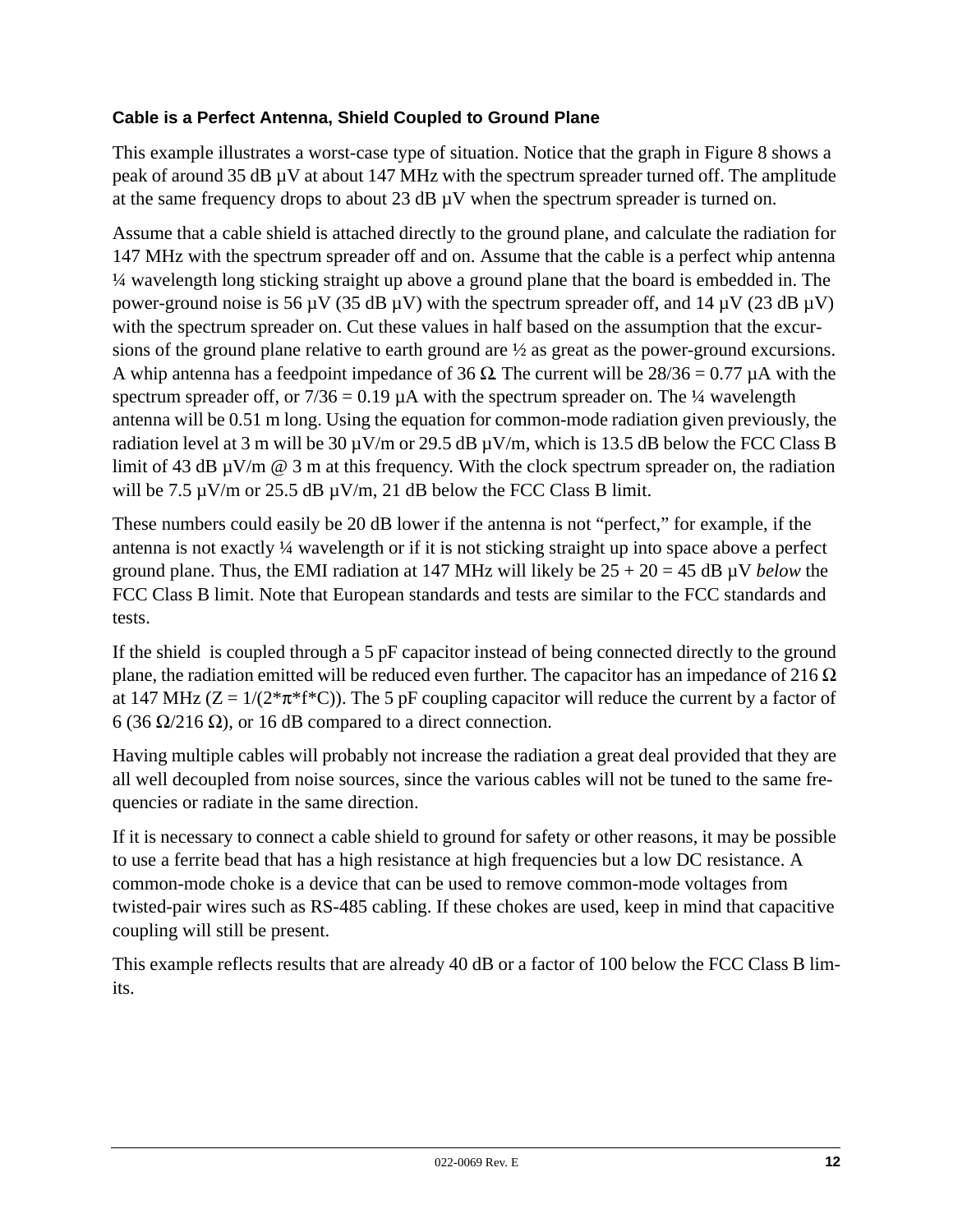### Cable is a Perfect Antenna, Shield Coupled to Ground Plane

This example illustrates a worst-case type of situation. Notice that the graph in Figure 8 shows a peak of around 35 dB µV at about 147 MHz with the spectrum spreader turned off. The amplitude at the same frequency drops to about 23 dB µV when the spectrum spreader is turned on.

Assume that a cable shield is attached directly to the ground plane, and calculate the radiation for 147 MHz with the spectrum spreader off and on. Assume that the cable is a perfect whip antenna ¼ wavelength long sticking straight up above a ground plane that the board is embedded in. The power-ground noise is 56 µV (35 dB µV) with the spectrum spreader off, and 14 µV (23 dB µV) with the spectrum spreader on. Cut these values in half based on the assumption that the excursions of the ground plane relative to earth ground are ½ as great as the power-ground excursions. A whip antenna has a feedpoint impedance of 36 Ω. The current will be 28/36 = 0.77 µA with the spectrum spreader off, or 7/36 = 0.19 µA with the spectrum spreader on. The ¼ wavelength antenna will be 0.51 m long. Using the equation for common-mode radiation given previously, the radiation level at 3 m will be 30 µV/m or 29.5 dB µV/m, which is 13.5 dB below the FCC Class B limit of 43 dB µV/m @ 3 m at this frequency. With the clock spectrum spreader on, the radiation will be 7.5 µV/m or 25.5 dB µV/m, 21 dB below the FCC Class B limit.

These numbers could easily be 20 dB lower if the antenna is not "perfect," for example, if the antenna is not exactly ¼ wavelength or if it is not sticking straight up into space above a perfect ground plane. Thus, the EMI radiation at 147 MHz will likely be 25 + 20 = 45 dB µV *below* the FCC Class B limit. Note that European standards and tests are similar to the FCC standards and tests.

If the shield is coupled through a 5 pF capacitor instead of being connected directly to the ground plane, the radiation emitted will be reduced even further. The capacitor has an impedance of 216 Ω at 147 MHz ($Z = 1/(2*\pi*f*C)$). The 5 pF coupling capacitor will reduce the current by a factor of 6 (36 Ω/216 Ω), or 16 dB compared to a direct connection.

Having multiple cables will probably not increase the radiation a great deal provided that they are all well decoupled from noise sources, since the various cables will not be tuned to the same frequencies or radiate in the same direction.

If it is necessary to connect a cable shield to ground for safety or other reasons, it may be possible to use a ferrite bead that has a high resistance at high frequencies but a low DC resistance. A common-mode choke is a device that can be used to remove common-mode voltages from twisted-pair wires such as RS-485 cabling. If these chokes are used, keep in mind that capacitive coupling will still be present.

This example reflects results that are already 40 dB or a factor of 100 below the FCC Class B limits.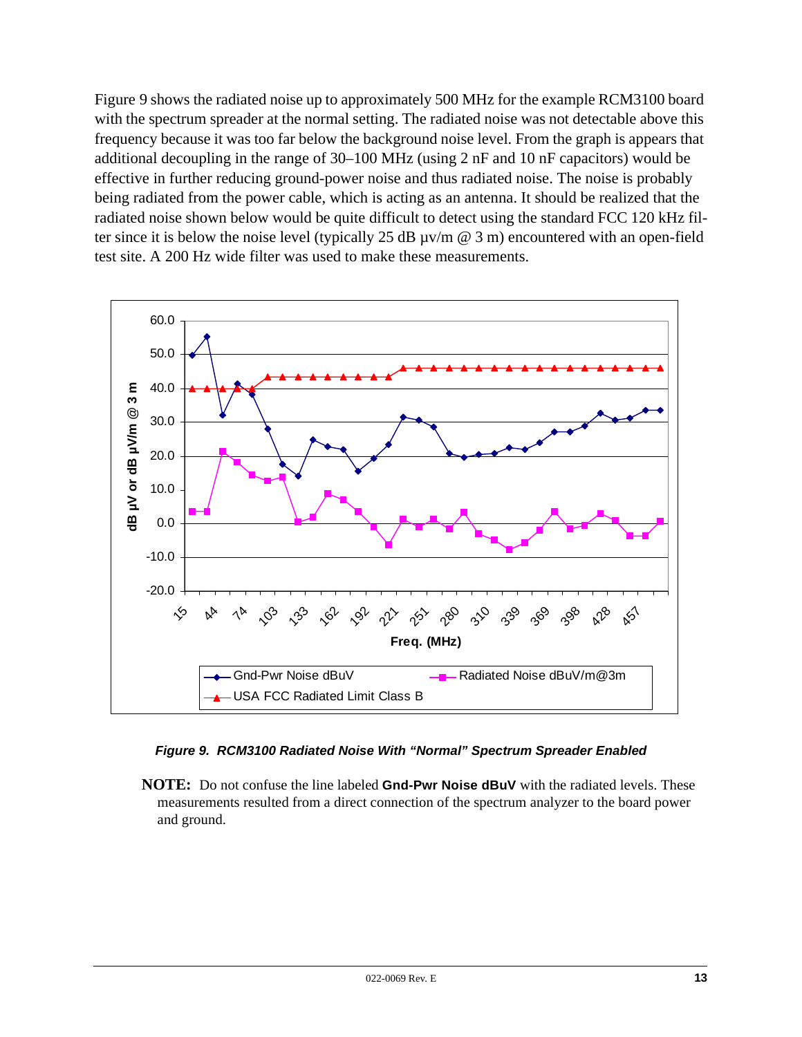Figure 9 shows the radiated noise up to approximately 500 MHz for the example RCM3100 board with the spectrum spreader at the normal setting. The radiated noise was not detectable above this frequency because it was too far below the background noise level. From the graph is appears that additional decoupling in the range of 30–100 MHz (using 2 nF and 10 nF capacitors) would be effective in further reducing ground-power noise and thus radiated noise. The noise is probably being radiated from the power cable, which is acting as an antenna. It should be realized that the radiated noise shown below would be quite difficult to detect using the standard FCC 120 kHz filter since it is below the noise level (typically 25 dB µv/m @ 3 m) encountered with an open-field test site. A 200 Hz wide filter was used to make these measurements.

***Figure 9. RCM3100 Radiated Noise With "Normal" Spectrum Spreader Enabled***

**NOTE:** Do not confuse the line labeled **Gnd-Pwr Noise dBuV** with the radiated levels. These measurements resulted from a direct connection of the spectrum analyzer to the board power and ground.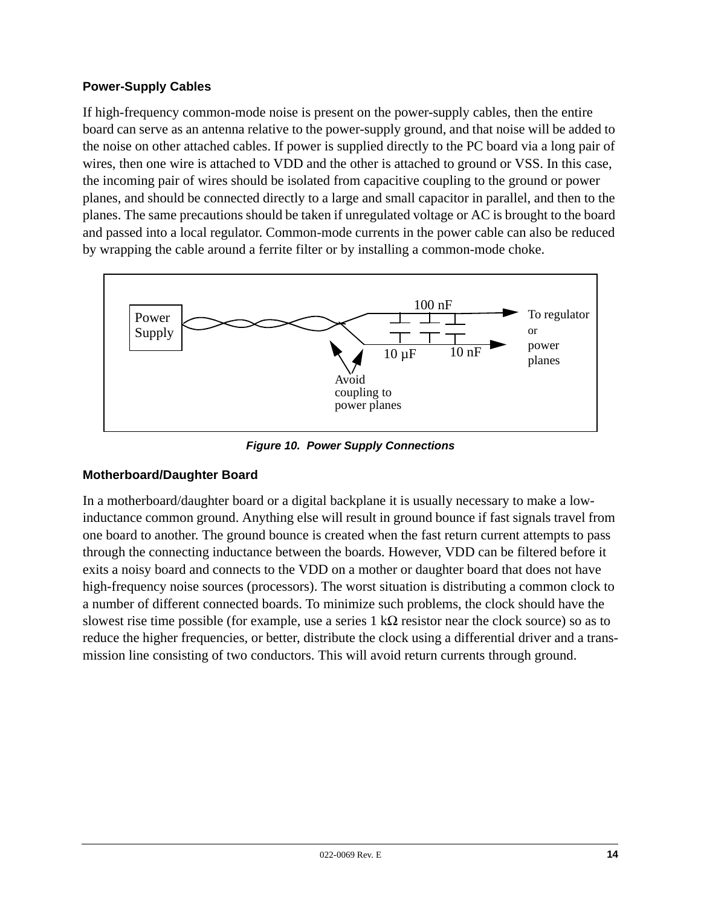### Power-Supply Cables

If high-frequency common-mode noise is present on the power-supply cables, then the entire board can serve as an antenna relative to the power-supply ground, and that noise will be added to the noise on other attached cables. If power is supplied directly to the PC board via a long pair of wires, then one wire is attached to VDD and the other is attached to ground or VSS. In this case, the incoming pair of wires should be isolated from capacitive coupling to the ground or power planes, and should be connected directly to a large and small capacitor in parallel, and then to the planes. The same precautions should be taken if unregulated voltage or AC is brought to the board and passed into a local regulator. Common-mode currents in the power cable can also be reduced by wrapping the cable around a ferrite filter or by installing a common-mode choke.

*Figure 10. Power Supply Connections*

### Motherboard/Daughter Board

In a motherboard/daughter board or a digital backplane it is usually necessary to make a low-inductance common ground. Anything else will result in ground bounce if fast signals travel from one board to another. The ground bounce is created when the fast return current attempts to pass through the connecting inductance between the boards. However, VDD can be filtered before it exits a noisy board and connects to the VDD on a mother or daughter board that does not have high-frequency noise sources (processors). The worst situation is distributing a common clock to a number of different connected boards. To minimize such problems, the clock should have the slowest rise time possible (for example, use a series 1 kΩ resistor near the clock source) so as to reduce the higher frequencies, or better, distribute the clock using a differential driver and a transmission line consisting of two conductors. This will avoid return currents through ground.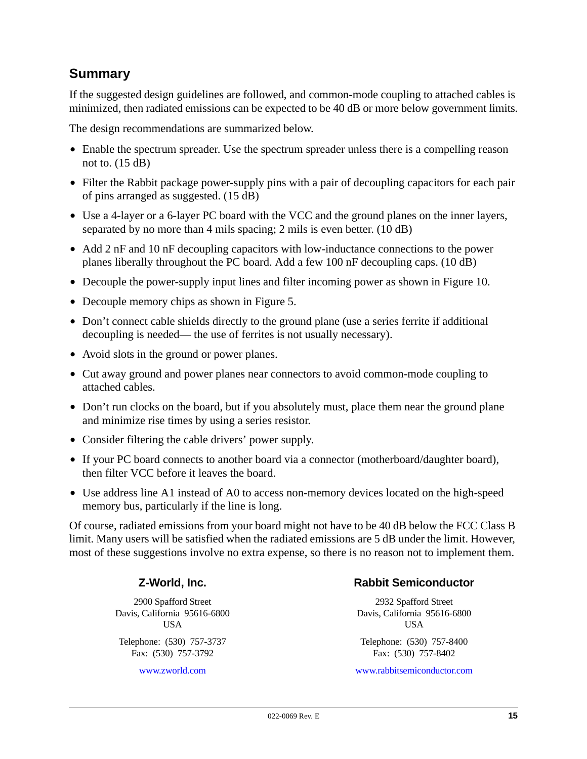## Summary

If the suggested design guidelines are followed, and common-mode coupling to attached cables is minimized, then radiated emissions can be expected to be 40 dB or more below government limits.

The design recommendations are summarized below.

- Enable the spectrum spreader. Use the spectrum spreader unless there is a compelling reason not to. (15 dB)
- Filter the Rabbit package power-supply pins with a pair of decoupling capacitors for each pair of pins arranged as suggested. (15 dB)
- Use a 4-layer or a 6-layer PC board with the VCC and the ground planes on the inner layers, separated by no more than 4 mils spacing; 2 mils is even better. (10 dB)
- Add 2 nF and 10 nF decoupling capacitors with low-inductance connections to the power planes liberally throughout the PC board. Add a few 100 nF decoupling caps. (10 dB)
- Decouple the power-supply input lines and filter incoming power as shown in Figure 10.
- Decouple memory chips as shown in Figure 5.
- Don't connect cable shields directly to the ground plane (use a series ferrite if additional decoupling is needed— the use of ferrites is not usually necessary).
- Avoid slots in the ground or power planes.
- Cut away ground and power planes near connectors to avoid common-mode coupling to attached cables.
- Don't run clocks on the board, but if you absolutely must, place them near the ground plane and minimize rise times by using a series resistor.
- Consider filtering the cable drivers' power supply.
- If your PC board connects to another board via a connector (motherboard/daughter board), then filter VCC before it leaves the board.
- Use address line A1 instead of A0 to access non-memory devices located on the high-speed memory bus, particularly if the line is long.

Of course, radiated emissions from your board might not have to be 40 dB below the FCC Class B limit. Many users will be satisfied when the radiated emissions are 5 dB under the limit. However, most of these suggestions involve no extra expense, so there is no reason not to implement them.

**Z-World, Inc.**

2900 Spafford Street
Davis, California 95616-6800
USA

Telephone: (530) 757-3737
Fax: (530) 757-3792

www.zworld.com

**Rabbit Semiconductor**

2932 Spafford Street
Davis, California 95616-6800
USA

Telephone: (530) 757-8400
Fax: (530) 757-8402

www.rabbitsemiconductor.com

022-0069 Rev. E